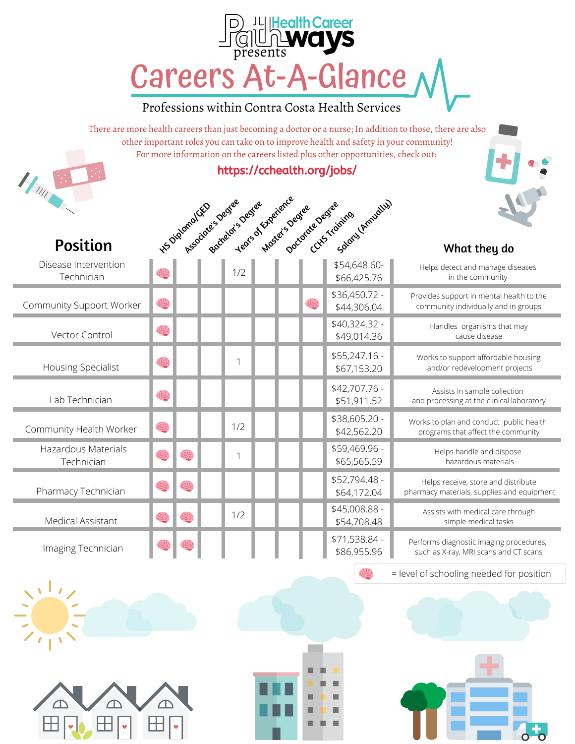# Health Career Pathways presents

# Careers At-A-Glance

## Professions within Contra Costa Health Services

There are more health careers than just becoming a doctor or a nurse; In addition to those, there are also other important roles you can take on to improve health and safety in your community!
For more information on the careers listed plus other opportunities, check out:

**https://cchealth.org/jobs/**

| Position | HS Diploma/GED | Associate's Degree | Bachelor's Degree | Years of Experience | Master's Degree | Doctorate Degree | CCHS Training | Salary (Annually) | What they do |
|---|---|---|---|---|---|---|---|---|---|
| Disease Intervention Technician | 🧠 | | | 1/2 | | | | $54,648.60- $66,425.76 | Helps detect and manage diseases in the community |
| Community Support Worker | 🧠 | | | | | | 🧠 | $36,450.72 - $44,306.04 | Provides support in mental health to the community individually and in groups |
| Vector Control | 🧠 | | | | | | | $40,324.32 - $49,014.36 | Handles organisms that may cause disease |
| Housing Specialist | 🧠 | | | 1 | | | | $55,247.16 - $67,153.20 | Works to support affordable housing and/or redevelopment projects |
| Lab Technician | 🧠 | | | | | | | $42,707.76 - $51,911.52 | Assists in sample collection and processing at the clinical laboratory |
| Community Health Worker | 🧠 | | | 1/2 | | | | $38,605.20 - $42,562.20 | Works to plan and conduct public health programs that affect the community |
| Hazardous Materials Technician | 🧠 | 🧠 | | 1 | | | | $59,469.96 - $65,565.59 | Helps handle and dispose hazardous materials |
| Pharmacy Technician | 🧠 | 🧠 | | | | | | $52,794.48 - $64,172.04 | Helps receive, store and distribute pharmacy materials, supplies and equipment |
| Medical Assistant | 🧠 | 🧠 | | 1/2 | | | | $45,008.88 - $54,708.48 | Assists with medical care through simple medical tasks |
| Imaging Technician | 🧠 | 🧠 | | | | | | $71,538.84 - $86,955.96 | Performs diagnostic imaging procedures, such as X-ray, MRI scans and CT scans |

🧠 = level of schooling needed for position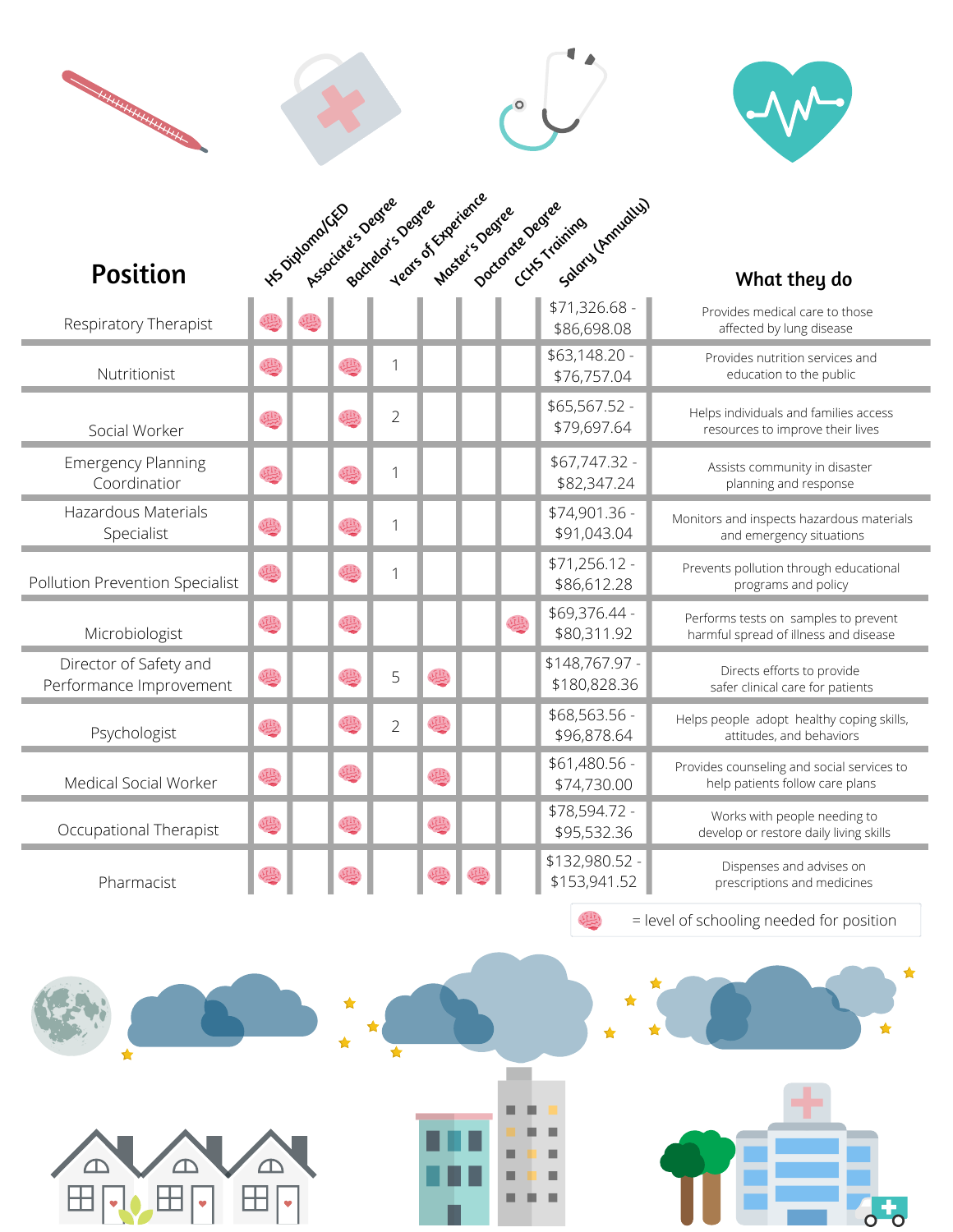| Position | HS Diploma/GED | Associate's Degree | Bachelor's Degree | Years of Experience | Master's Degree | Doctorate Degree | CCHS Training | Salary (Annually) | What they do |
|---|---|---|---|---|---|---|---|---|---|
| Respiratory Therapist | 🧠 | 🧠 | | | | | | $71,326.68 - $86,698.08 | Provides medical care to those affected by lung disease |
| Nutritionist | 🧠 | | 🧠 | 1 | | | | $63,148.20 - $76,757.04 | Provides nutrition services and education to the public |
| Social Worker | 🧠 | | 🧠 | 2 | | | | $65,567.52 - $79,697.64 | Helps individuals and families access resources to improve their lives |
| Emergency Planning Coordinator | 🧠 | | 🧠 | 1 | | | | $67,747.32 - $82,347.24 | Assists community in disaster planning and response |
| Hazardous Materials Specialist | 🧠 | | 🧠 | 1 | | | | $74,901.36 - $91,043.04 | Monitors and inspects hazardous materials and emergency situations |
| Pollution Prevention Specialist | 🧠 | | 🧠 | 1 | | | | $71,256.12 - $86,612.28 | Prevents pollution through educational programs and policy |
| Microbiologist | 🧠 | | 🧠 | | | | 🧠 | $69,376.44 - $80,311.92 | Performs tests on samples to prevent harmful spread of illness and disease |
| Director of Safety and Performance Improvement | 🧠 | | 🧠 | 5 | 🧠 | | | $148,767.97 - $180,828.36 | Directs efforts to provide safer clinical care for patients |
| Psychologist | 🧠 | | 🧠 | 2 | 🧠 | | | $68,563.56 - $96,878.64 | Helps people adopt healthy coping skills, attitudes, and behaviors |
| Medical Social Worker | 🧠 | | 🧠 | | 🧠 | | | $61,480.56 - $74,730.00 | Provides counseling and social services to help patients follow care plans |
| Occupational Therapist | 🧠 | | 🧠 | | 🧠 | | | $78,594.72 - $95,532.36 | Works with people needing to develop or restore daily living skills |
| Pharmacist | 🧠 | | 🧠 | | 🧠 | 🧠 | | $132,980.52 - $153,941.52 | Dispenses and advises on prescriptions and medicines |

🧠 = level of schooling needed for position